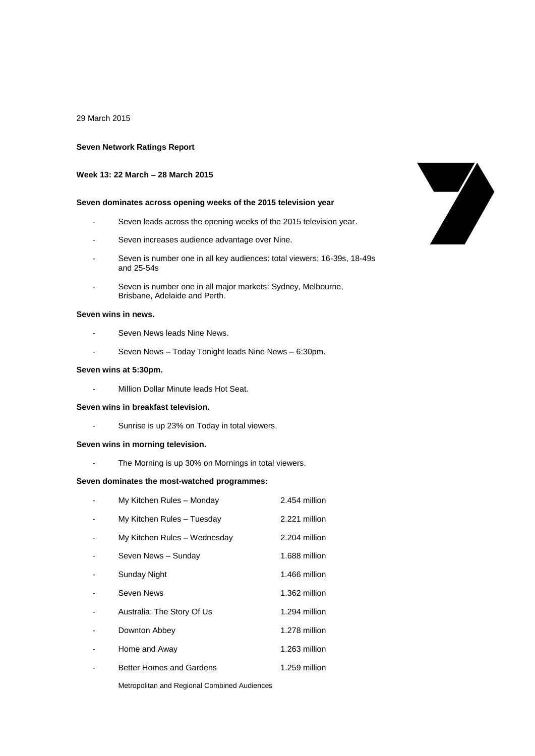29 March 2015

**Seven Network Ratings Report**

**Week 13: 22 March – 28 March 2015**

**Seven dominates across opening weeks of the 2015 television year**

- Seven leads across the opening weeks of the 2015 television year.
- Seven increases audience advantage over Nine.
- Seven is number one in all key audiences: total viewers; 16-39s, 18-49s and 25-54s
- Seven is number one in all major markets: Sydney, Melbourne, Brisbane, Adelaide and Perth.

**Seven wins in news.**

- Seven News leads Nine News.
- Seven News – Today Tonight leads Nine News – 6:30pm.

**Seven wins at 5:30pm.**

- Million Dollar Minute leads Hot Seat.

**Seven wins in breakfast television.**

- Sunrise is up 23% on Today in total viewers.

**Seven wins in morning television.**

- The Morning is up 30% on Mornings in total viewers.

**Seven dominates the most-watched programmes:**

- My Kitchen Rules – Monday 2.454 million
- My Kitchen Rules – Tuesday 2.221 million
- My Kitchen Rules – Wednesday 2.204 million
- Seven News – Sunday 1.688 million
- Sunday Night 1.466 million
- Seven News 1.362 million
- Australia: The Story Of Us 1.294 million
- Downton Abbey 1.278 million
- Home and Away 1.263 million
- Better Homes and Gardens 1.259 million

Metropolitan and Regional Combined Audiences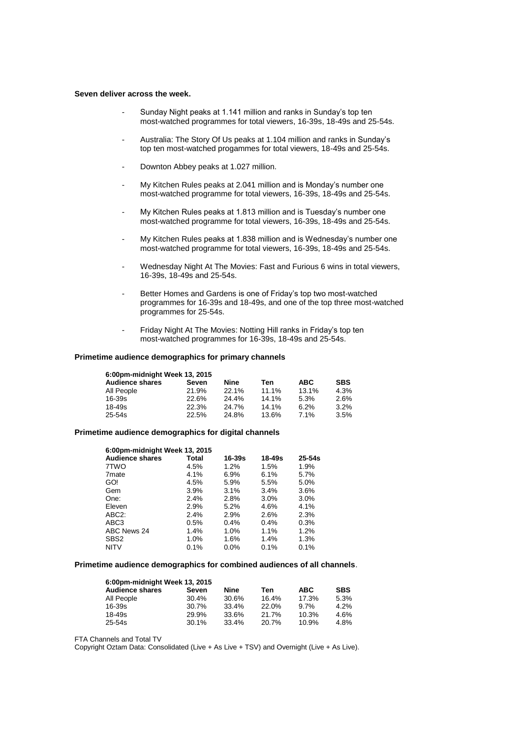**Seven deliver across the week.**

- Sunday Night peaks at 1.141 million and ranks in Sunday's top ten most-watched programmes for total viewers, 16-39s, 18-49s and 25-54s.
- Australia: The Story Of Us peaks at 1.104 million and ranks in Sunday's top ten most-watched progammes for total viewers, 18-49s and 25-54s.
- Downton Abbey peaks at 1.027 million.
- My Kitchen Rules peaks at 2.041 million and is Monday's number one most-watched programme for total viewers, 16-39s, 18-49s and 25-54s.
- My Kitchen Rules peaks at 1.813 million and is Tuesday's number one most-watched programme for total viewers, 16-39s, 18-49s and 25-54s.
- My Kitchen Rules peaks at 1.838 million and is Wednesday's number one most-watched programme for total viewers, 16-39s, 18-49s and 25-54s.
- Wednesday Night At The Movies: Fast and Furious 6 wins in total viewers, 16-39s, 18-49s and 25-54s.
- Better Homes and Gardens is one of Friday's top two most-watched programmes for 16-39s and 18-49s, and one of the top three most-watched programmes for 25-54s.
- Friday Night At The Movies: Notting Hill ranks in Friday's top ten most-watched programmes for 16-39s, 18-49s and 25-54s.

**Primetime audience demographics for primary channels**

| 6:00pm-midnight Week 13, 2015 | | | | | |
|---|---|---|---|---|---|
| **Audience shares** | **Seven** | **Nine** | **Ten** | **ABC** | **SBS** |
| All People | 21.9% | 22.1% | 11.1% | 13.1% | 4.3% |
| 16-39s | 22.6% | 24.4% | 14.1% | 5.3% | 2.6% |
| 18-49s | 22.3% | 24.7% | 14.1% | 6.2% | 3.2% |
| 25-54s | 22.5% | 24.8% | 13.6% | 7.1% | 3.5% |

**Primetime audience demographics for digital channels**

| 6:00pm-midnight Week 13, 2015 | | | | |
|---|---|---|---|---|
| **Audience shares** | **Total** | **16-39s** | **18-49s** | **25-54s** |
| 7TWO | 4.5% | 1.2% | 1.5% | 1.9% |
| 7mate | 4.1% | 6.9% | 6.1% | 5.7% |
| GO! | 4.5% | 5.9% | 5.5% | 5.0% |
| Gem | 3.9% | 3.1% | 3.4% | 3.6% |
| One: | 2.4% | 2.8% | 3.0% | 3.0% |
| Eleven | 2.9% | 5.2% | 4.6% | 4.1% |
| ABC2: | 2.4% | 2.9% | 2.6% | 2.3% |
| ABC3 | 0.5% | 0.4% | 0.4% | 0.3% |
| ABC News 24 | 1.4% | 1.0% | 1.1% | 1.2% |
| SBS2 | 1.0% | 1.6% | 1.4% | 1.3% |
| NITV | 0.1% | 0.0% | 0.1% | 0.1% |

**Primetime audience demographics for combined audiences of all channels**.

| 6:00pm-midnight Week 13, 2015 | | | | | |
|---|---|---|---|---|---|
| **Audience shares** | **Seven** | **Nine** | **Ten** | **ABC** | **SBS** |
| All People | 30.4% | 30.6% | 16.4% | 17.3% | 5.3% |
| 16-39s | 30.7% | 33.4% | 22.0% | 9.7% | 4.2% |
| 18-49s | 29.9% | 33.6% | 21.7% | 10.3% | 4.6% |
| 25-54s | 30.1% | 33.4% | 20.7% | 10.9% | 4.8% |

FTA Channels and Total TV

Copyright Oztam Data: Consolidated (Live + As Live + TSV) and Overnight (Live + As Live).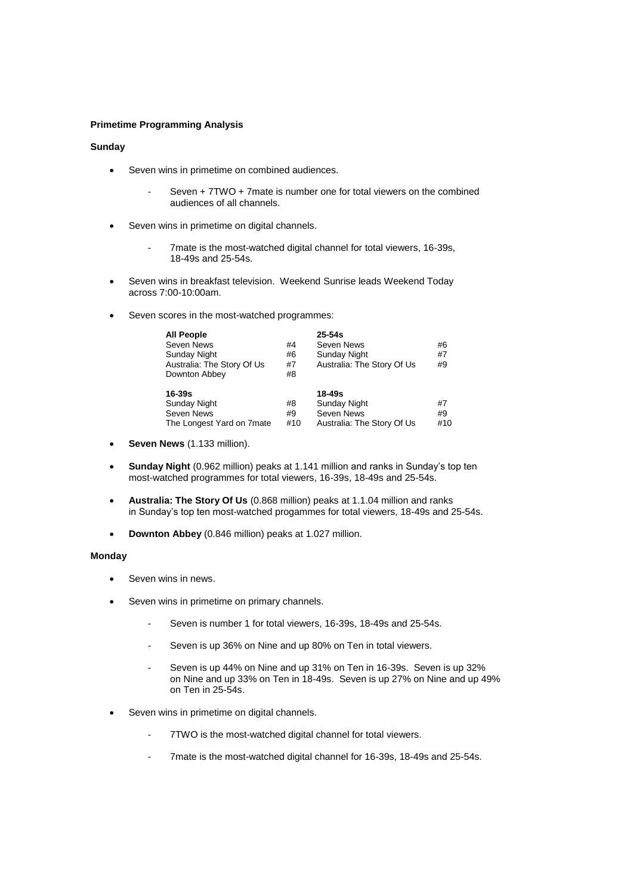**Primetime Programming Analysis**

**Sunday**

- Seven wins in primetime on combined audiences.
  - Seven + 7TWO + 7mate is number one for total viewers on the combined audiences of all channels.
- Seven wins in primetime on digital channels.
  - 7mate is the most-watched digital channel for total viewers, 16-39s, 18-49s and 25-54s.
- Seven wins in breakfast television. Weekend Sunrise leads Weekend Today across 7:00-10:00am.
- Seven scores in the most-watched programmes:

| **All People** | | **25-54s** | |
|---|---|---|---|
| Seven News | #4 | Seven News | #6 |
| Sunday Night | #6 | Sunday Night | #7 |
| Australia: The Story Of Us | #7 | Australia: The Story Of Us | #9 |
| Downton Abbey | #8 | | |
| **16-39s** | | **18-49s** | |
| Sunday Night | #8 | Sunday Night | #7 |
| Seven News | #9 | Seven News | #9 |
| The Longest Yard on 7mate | #10 | Australia: The Story Of Us | #10 |

- **Seven News** (1.133 million).
- **Sunday Night** (0.962 million) peaks at 1.141 million and ranks in Sunday's top ten most-watched programmes for total viewers, 16-39s, 18-49s and 25-54s.
- **Australia: The Story Of Us** (0.868 million) peaks at 1.1.04 million and ranks in Sunday's top ten most-watched progammes for total viewers, 18-49s and 25-54s.
- **Downton Abbey** (0.846 million) peaks at 1.027 million.

**Monday**

- Seven wins in news.
- Seven wins in primetime on primary channels.
  - Seven is number 1 for total viewers, 16-39s, 18-49s and 25-54s.
  - Seven is up 36% on Nine and up 80% on Ten in total viewers.
  - Seven is up 44% on Nine and up 31% on Ten in 16-39s. Seven is up 32% on Nine and up 33% on Ten in 18-49s. Seven is up 27% on Nine and up 49% on Ten in 25-54s.
- Seven wins in primetime on digital channels.
  - 7TWO is the most-watched digital channel for total viewers.
  - 7mate is the most-watched digital channel for 16-39s, 18-49s and 25-54s.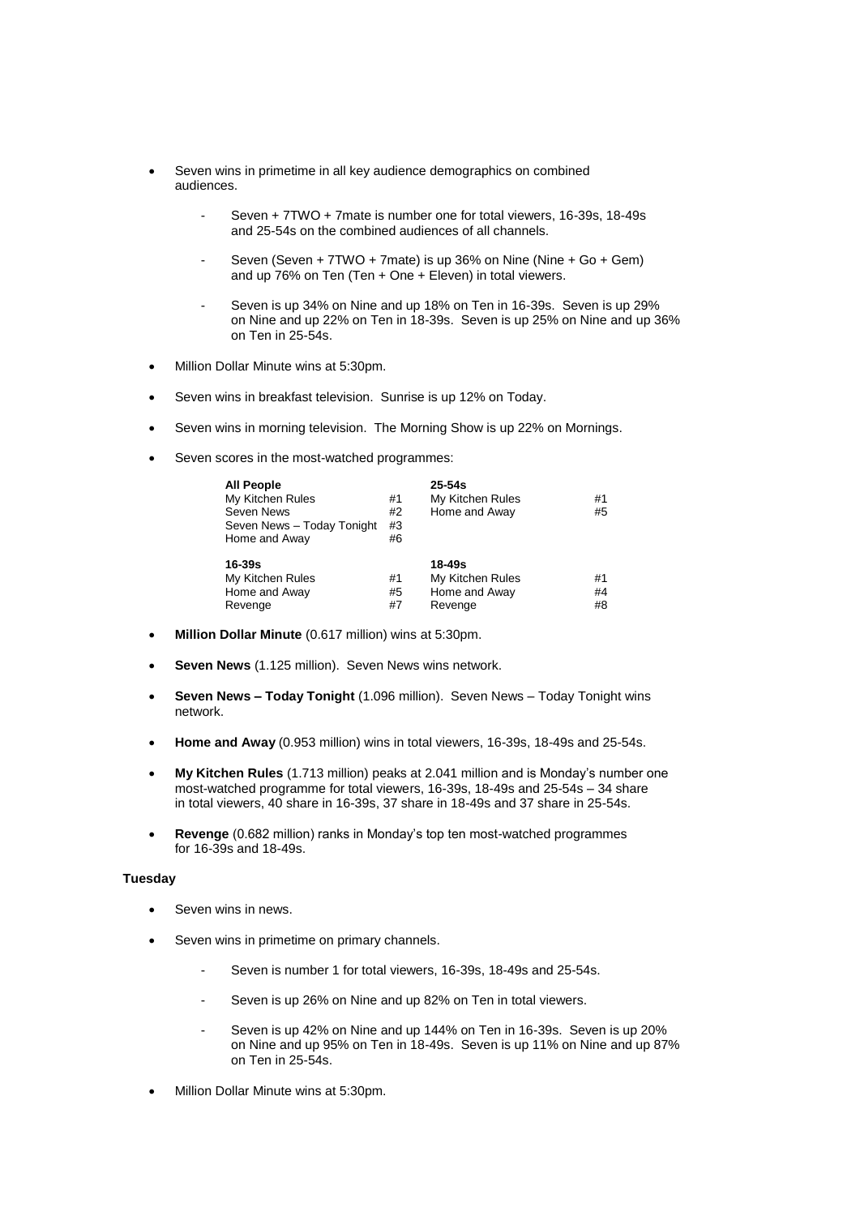- Seven wins in primetime in all key audience demographics on combined audiences.
  - Seven + 7TWO + 7mate is number one for total viewers, 16-39s, 18-49s and 25-54s on the combined audiences of all channels.
  - Seven (Seven + 7TWO + 7mate) is up 36% on Nine (Nine + Go + Gem) and up 76% on Ten (Ten + One + Eleven) in total viewers.
  - Seven is up 34% on Nine and up 18% on Ten in 16-39s. Seven is up 29% on Nine and up 22% on Ten in 18-39s. Seven is up 25% on Nine and up 36% on Ten in 25-54s.
- Million Dollar Minute wins at 5:30pm.
- Seven wins in breakfast television. Sunrise is up 12% on Today.
- Seven wins in morning television. The Morning Show is up 22% on Mornings.
- Seven scores in the most-watched programmes:

| **All People** | | **25-54s** | |
|---|---|---|---|
| My Kitchen Rules | #1 | My Kitchen Rules | #1 |
| Seven News | #2 | Home and Away | #5 |
| Seven News – Today Tonight | #3 | | |
| Home and Away | #6 | | |
| **16-39s** | | **18-49s** | |
| My Kitchen Rules | #1 | My Kitchen Rules | #1 |
| Home and Away | #5 | Home and Away | #4 |
| Revenge | #7 | Revenge | #8 |

- **Million Dollar Minute** (0.617 million) wins at 5:30pm.
- **Seven News** (1.125 million). Seven News wins network.
- **Seven News – Today Tonight** (1.096 million). Seven News – Today Tonight wins network.
- **Home and Away** (0.953 million) wins in total viewers, 16-39s, 18-49s and 25-54s.
- **My Kitchen Rules** (1.713 million) peaks at 2.041 million and is Monday's number one most-watched programme for total viewers, 16-39s, 18-49s and 25-54s – 34 share in total viewers, 40 share in 16-39s, 37 share in 18-49s and 37 share in 25-54s.
- **Revenge** (0.682 million) ranks in Monday's top ten most-watched programmes for 16-39s and 18-49s.

**Tuesday**

- Seven wins in news.
- Seven wins in primetime on primary channels.
  - Seven is number 1 for total viewers, 16-39s, 18-49s and 25-54s.
  - Seven is up 26% on Nine and up 82% on Ten in total viewers.
  - Seven is up 42% on Nine and up 144% on Ten in 16-39s. Seven is up 20% on Nine and up 95% on Ten in 18-49s. Seven is up 11% on Nine and up 87% on Ten in 25-54s.
- Million Dollar Minute wins at 5:30pm.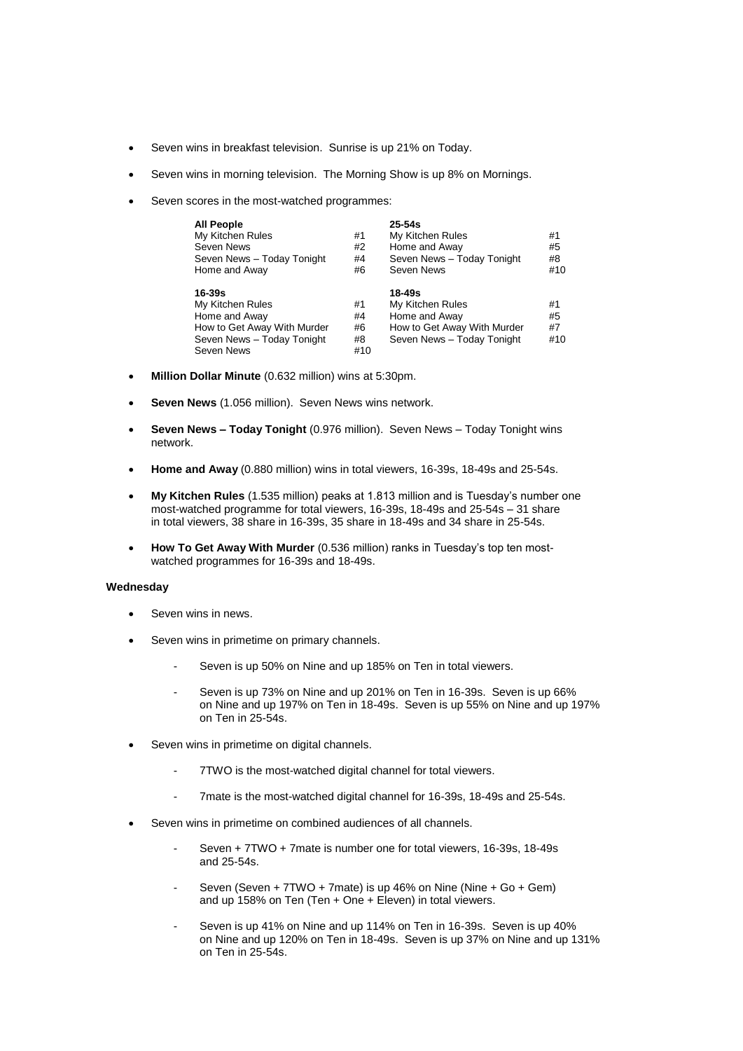- Seven wins in breakfast television. Sunrise is up 21% on Today.
- Seven wins in morning television. The Morning Show is up 8% on Mornings.
- Seven scores in the most-watched programmes:

| All People | | 25-54s | |
|---|---|---|---|
| My Kitchen Rules | #1 | My Kitchen Rules | #1 |
| Seven News | #2 | Home and Away | #5 |
| Seven News – Today Tonight | #4 | Seven News – Today Tonight | #8 |
| Home and Away | #6 | Seven News | #10 |
| **16-39s** | | **18-49s** | |
| My Kitchen Rules | #1 | My Kitchen Rules | #1 |
| Home and Away | #4 | Home and Away | #5 |
| How to Get Away With Murder | #6 | How to Get Away With Murder | #7 |
| Seven News – Today Tonight | #8 | Seven News – Today Tonight | #10 |
| Seven News | #10 | | |

- **Million Dollar Minute** (0.632 million) wins at 5:30pm.
- **Seven News** (1.056 million). Seven News wins network.
- **Seven News – Today Tonight** (0.976 million). Seven News – Today Tonight wins network.
- **Home and Away** (0.880 million) wins in total viewers, 16-39s, 18-49s and 25-54s.
- **My Kitchen Rules** (1.535 million) peaks at 1.813 million and is Tuesday's number one most-watched programme for total viewers, 16-39s, 18-49s and 25-54s – 31 share in total viewers, 38 share in 16-39s, 35 share in 18-49s and 34 share in 25-54s.
- **How To Get Away With Murder** (0.536 million) ranks in Tuesday's top ten most-watched programmes for 16-39s and 18-49s.

**Wednesday**

- Seven wins in news.
- Seven wins in primetime on primary channels.
  - Seven is up 50% on Nine and up 185% on Ten in total viewers.
  - Seven is up 73% on Nine and up 201% on Ten in 16-39s. Seven is up 66% on Nine and up 197% on Ten in 18-49s. Seven is up 55% on Nine and up 197% on Ten in 25-54s.
- Seven wins in primetime on digital channels.
  - 7TWO is the most-watched digital channel for total viewers.
  - 7mate is the most-watched digital channel for 16-39s, 18-49s and 25-54s.
- Seven wins in primetime on combined audiences of all channels.
  - Seven + 7TWO + 7mate is number one for total viewers, 16-39s, 18-49s and 25-54s.
  - Seven (Seven + 7TWO + 7mate) is up 46% on Nine (Nine + Go + Gem) and up 158% on Ten (Ten + One + Eleven) in total viewers.
  - Seven is up 41% on Nine and up 114% on Ten in 16-39s. Seven is up 40% on Nine and up 120% on Ten in 18-49s. Seven is up 37% on Nine and up 131% on Ten in 25-54s.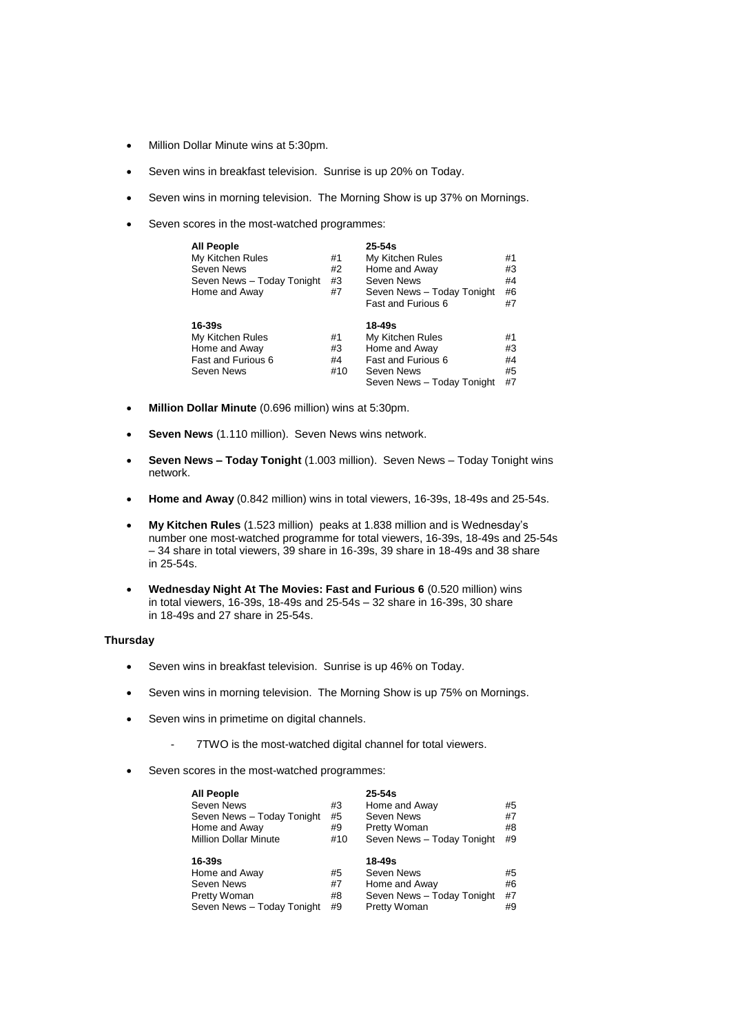- Million Dollar Minute wins at 5:30pm.
- Seven wins in breakfast television. Sunrise is up 20% on Today.
- Seven wins in morning television. The Morning Show is up 37% on Mornings.
- Seven scores in the most-watched programmes:

| All People | | 25-54s | |
|---|---|---|---|
| My Kitchen Rules | #1 | My Kitchen Rules | #1 |
| Seven News | #2 | Home and Away | #3 |
| Seven News – Today Tonight | #3 | Seven News | #4 |
| Home and Away | #7 | Seven News – Today Tonight | #6 |
| | | Fast and Furious 6 | #7 |

| 16-39s | | 18-49s | |
|---|---|---|---|
| My Kitchen Rules | #1 | My Kitchen Rules | #1 |
| Home and Away | #3 | Home and Away | #3 |
| Fast and Furious 6 | #4 | Fast and Furious 6 | #4 |
| Seven News | #10 | Seven News | #5 |
| | | Seven News – Today Tonight | #7 |

- **Million Dollar Minute** (0.696 million) wins at 5:30pm.
- **Seven News** (1.110 million). Seven News wins network.
- **Seven News – Today Tonight** (1.003 million). Seven News – Today Tonight wins network.
- **Home and Away** (0.842 million) wins in total viewers, 16-39s, 18-49s and 25-54s.
- **My Kitchen Rules** (1.523 million) peaks at 1.838 million and is Wednesday's number one most-watched programme for total viewers, 16-39s, 18-49s and 25-54s – 34 share in total viewers, 39 share in 16-39s, 39 share in 18-49s and 38 share in 25-54s.
- **Wednesday Night At The Movies: Fast and Furious 6** (0.520 million) wins in total viewers, 16-39s, 18-49s and 25-54s – 32 share in 16-39s, 30 share in 18-49s and 27 share in 25-54s.

**Thursday**

- Seven wins in breakfast television. Sunrise is up 46% on Today.
- Seven wins in morning television. The Morning Show is up 75% on Mornings.
- Seven wins in primetime on digital channels.
  - 7TWO is the most-watched digital channel for total viewers.
- Seven scores in the most-watched programmes:

| All People | | 25-54s | |
|---|---|---|---|
| Seven News | #3 | Home and Away | #5 |
| Seven News – Today Tonight | #5 | Seven News | #7 |
| Home and Away | #9 | Pretty Woman | #8 |
| Million Dollar Minute | #10 | Seven News – Today Tonight | #9 |

| 16-39s | | 18-49s | |
|---|---|---|---|
| Home and Away | #5 | Seven News | #5 |
| Seven News | #7 | Home and Away | #6 |
| Pretty Woman | #8 | Seven News – Today Tonight | #7 |
| Seven News – Today Tonight | #9 | Pretty Woman | #9 |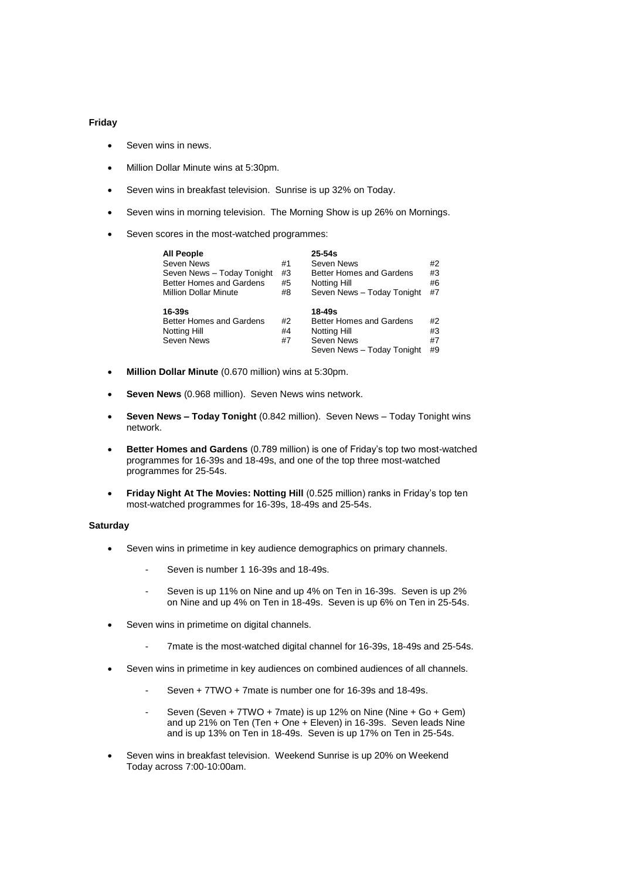**Friday**

- Seven wins in news.
- Million Dollar Minute wins at 5:30pm.
- Seven wins in breakfast television. Sunrise is up 32% on Today.
- Seven wins in morning television. The Morning Show is up 26% on Mornings.
- Seven scores in the most-watched programmes:

| **All People** | | **25-54s** | |
|---|---|---|---|
| Seven News | #1 | Seven News | #2 |
| Seven News – Today Tonight | #3 | Better Homes and Gardens | #3 |
| Better Homes and Gardens | #5 | Notting Hill | #6 |
| Million Dollar Minute | #8 | Seven News – Today Tonight | #7 |
| | | | |
| **16-39s** | | **18-49s** | |
| Better Homes and Gardens | #2 | Better Homes and Gardens | #2 |
| Notting Hill | #4 | Notting Hill | #3 |
| Seven News | #7 | Seven News | #7 |
| | | Seven News – Today Tonight | #9 |

- **Million Dollar Minute** (0.670 million) wins at 5:30pm.
- **Seven News** (0.968 million). Seven News wins network.
- **Seven News – Today Tonight** (0.842 million). Seven News – Today Tonight wins network.
- **Better Homes and Gardens** (0.789 million) is one of Friday's top two most-watched programmes for 16-39s and 18-49s, and one of the top three most-watched programmes for 25-54s.
- **Friday Night At The Movies: Notting Hill** (0.525 million) ranks in Friday's top ten most-watched programmes for 16-39s, 18-49s and 25-54s.

**Saturday**

- Seven wins in primetime in key audience demographics on primary channels.
  - Seven is number 1 16-39s and 18-49s.
  - Seven is up 11% on Nine and up 4% on Ten in 16-39s. Seven is up 2% on Nine and up 4% on Ten in 18-49s. Seven is up 6% on Ten in 25-54s.
- Seven wins in primetime on digital channels.
  - 7mate is the most-watched digital channel for 16-39s, 18-49s and 25-54s.
- Seven wins in primetime in key audiences on combined audiences of all channels.
  - Seven + 7TWO + 7mate is number one for 16-39s and 18-49s.
  - Seven (Seven + 7TWO + 7mate) is up 12% on Nine (Nine + Go + Gem) and up 21% on Ten (Ten + One + Eleven) in 16-39s. Seven leads Nine and is up 13% on Ten in 18-49s. Seven is up 17% on Ten in 25-54s.
- Seven wins in breakfast television. Weekend Sunrise is up 20% on Weekend Today across 7:00-10:00am.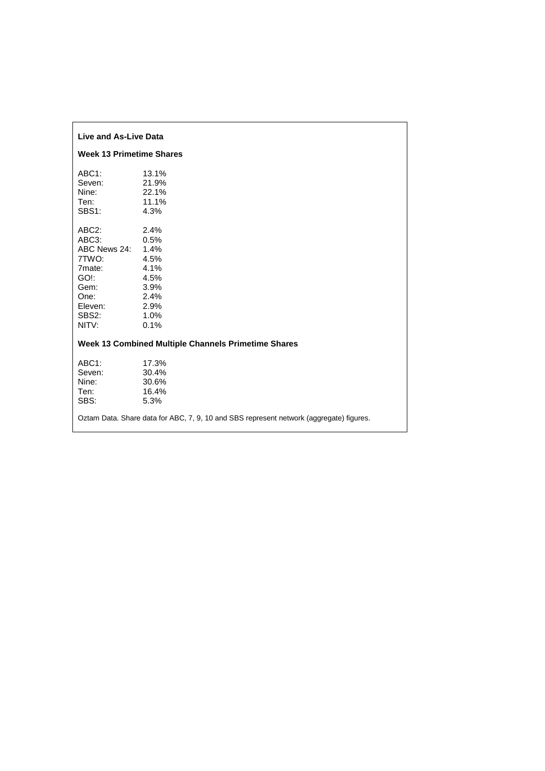**Live and As-Live Data**

**Week 13 Primetime Shares**

| | |
|---|---|
| ABC1: | 13.1% |
| Seven: | 21.9% |
| Nine: | 22.1% |
| Ten: | 11.1% |
| SBS1: | 4.3% |

| | |
|---|---|
| ABC2: | 2.4% |
| ABC3: | 0.5% |
| ABC News 24: | 1.4% |
| 7TWO: | 4.5% |
| 7mate: | 4.1% |
| GO!: | 4.5% |
| Gem: | 3.9% |
| One: | 2.4% |
| Eleven: | 2.9% |
| SBS2: | 1.0% |
| NITV: | 0.1% |

**Week 13 Combined Multiple Channels Primetime Shares**

| | |
|---|---|
| ABC1: | 17.3% |
| Seven: | 30.4% |
| Nine: | 30.6% |
| Ten: | 16.4% |
| SBS: | 5.3% |

Oztam Data. Share data for ABC, 7, 9, 10 and SBS represent network (aggregate) figures.